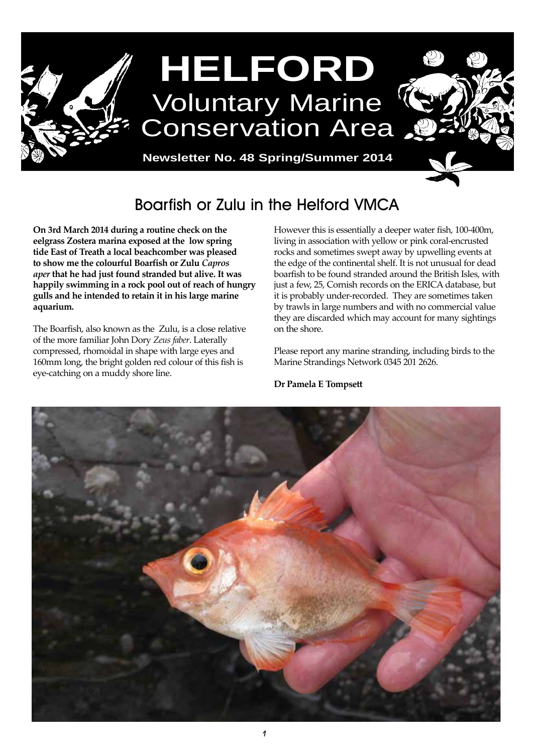# HELFORD

## Voluntary Marine Conservation Area

**Newsletter No. 48 Spring/Summer 2014**

## Boarfish or Zulu in the Helford VMCA

**On 3rd March 2014 during a routine check on the eelgrass Zostera marina exposed at the low spring tide East of Treath a local beachcomber was pleased to show me the colourful Boarfish or Zulu *Capros aper* that he had just found stranded but alive. It was happily swimming in a rock pool out of reach of hungry gulls and he intended to retain it in his large marine aquarium.**

The Boarfish, also known as the Zulu, is a close relative of the more familiar John Dory *Zeus faber*. Laterally compressed, rhomoidal in shape with large eyes and 160mm long, the bright golden red colour of this fish is eye-catching on a muddy shore line.

However this is essentially a deeper water fish, 100-400m, living in association with yellow or pink coral-encrusted rocks and sometimes swept away by upwelling events at the edge of the continental shelf. It is not unusual for dead boarfish to be found stranded around the British Isles, with just a few, 25, Cornish records on the ERICA database, but it is probably under-recorded. They are sometimes taken by trawls in large numbers and with no commercial value they are discarded which may account for many sightings on the shore.

Please report any marine stranding, including birds to the Marine Strandings Network 0345 201 2626.

**Dr Pamela E Tompsett**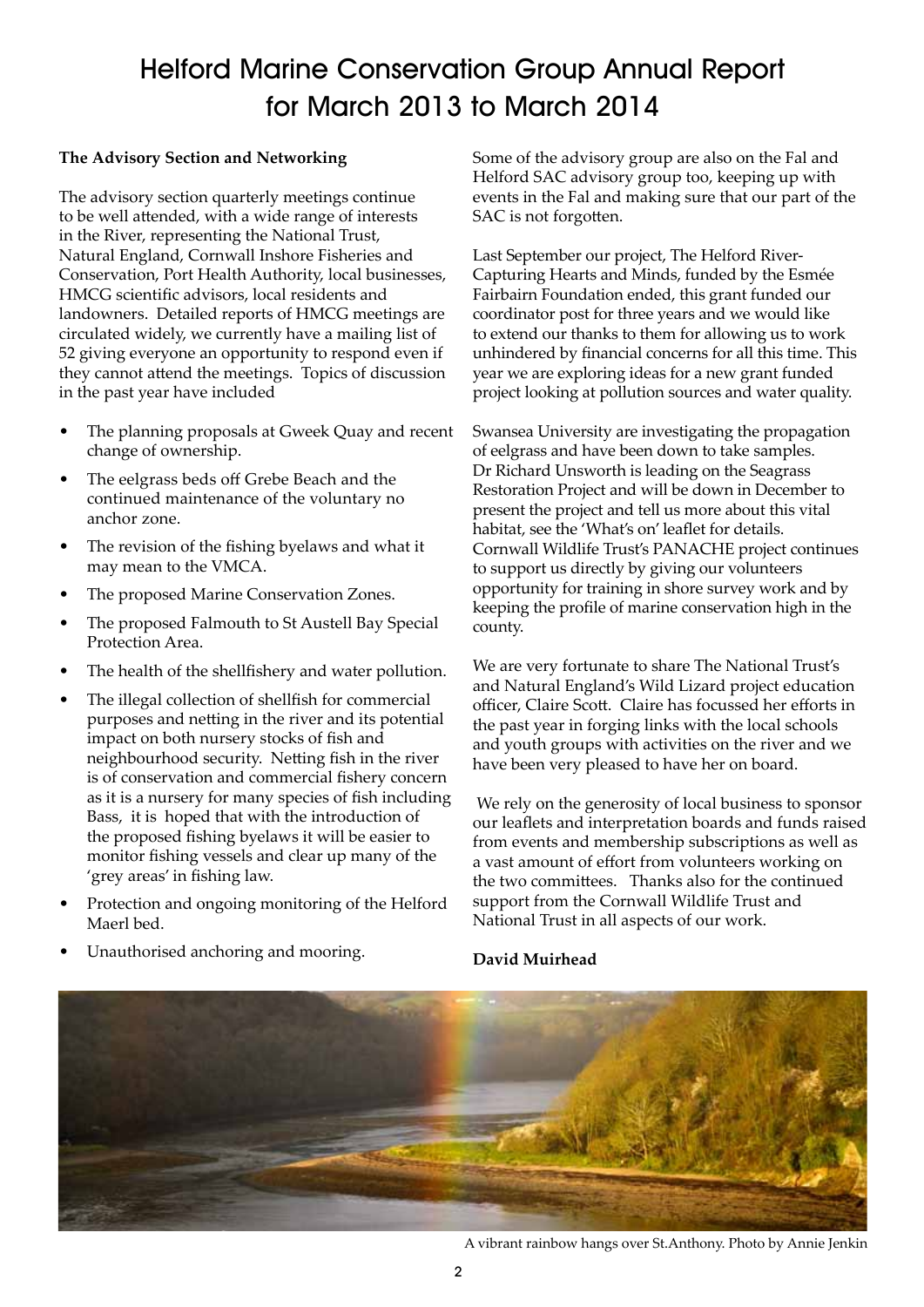# Helford Marine Conservation Group Annual Report for March 2013 to March 2014

**The Advisory Section and Networking**

The advisory section quarterly meetings continue to be well attended, with a wide range of interests in the River, representing the National Trust, Natural England, Cornwall Inshore Fisheries and Conservation, Port Health Authority, local businesses, HMCG scientific advisors, local residents and landowners. Detailed reports of HMCG meetings are circulated widely, we currently have a mailing list of 52 giving everyone an opportunity to respond even if they cannot attend the meetings. Topics of discussion in the past year have included

- The planning proposals at Gweek Quay and recent change of ownership.
- The eelgrass beds off Grebe Beach and the continued maintenance of the voluntary no anchor zone.
- The revision of the fishing byelaws and what it may mean to the VMCA.
- The proposed Marine Conservation Zones.
- The proposed Falmouth to St Austell Bay Special Protection Area.
- The health of the shellfishery and water pollution.
- The illegal collection of shellfish for commercial purposes and netting in the river and its potential impact on both nursery stocks of fish and neighbourhood security. Netting fish in the river is of conservation and commercial fishery concern as it is a nursery for many species of fish including Bass, it is hoped that with the introduction of the proposed fishing byelaws it will be easier to monitor fishing vessels and clear up many of the 'grey areas' in fishing law.
- Protection and ongoing monitoring of the Helford Maerl bed.
- Unauthorised anchoring and mooring.

Some of the advisory group are also on the Fal and Helford SAC advisory group too, keeping up with events in the Fal and making sure that our part of the SAC is not forgotten.

Last September our project, The Helford River-Capturing Hearts and Minds, funded by the Esmée Fairbairn Foundation ended, this grant funded our coordinator post for three years and we would like to extend our thanks to them for allowing us to work unhindered by financial concerns for all this time. This year we are exploring ideas for a new grant funded project looking at pollution sources and water quality.

Swansea University are investigating the propagation of eelgrass and have been down to take samples. Dr Richard Unsworth is leading on the Seagrass Restoration Project and will be down in December to present the project and tell us more about this vital habitat, see the 'What's on' leaflet for details. Cornwall Wildlife Trust's PANACHE project continues to support us directly by giving our volunteers opportunity for training in shore survey work and by keeping the profile of marine conservation high in the county.

We are very fortunate to share The National Trust's and Natural England's Wild Lizard project education officer, Claire Scott. Claire has focussed her efforts in the past year in forging links with the local schools and youth groups with activities on the river and we have been very pleased to have her on board.

We rely on the generosity of local business to sponsor our leaflets and interpretation boards and funds raised from events and membership subscriptions as well as a vast amount of effort from volunteers working on the two committees. Thanks also for the continued support from the Cornwall Wildlife Trust and National Trust in all aspects of our work.

**David Muirhead**

A vibrant rainbow hangs over St.Anthony. Photo by Annie Jenkin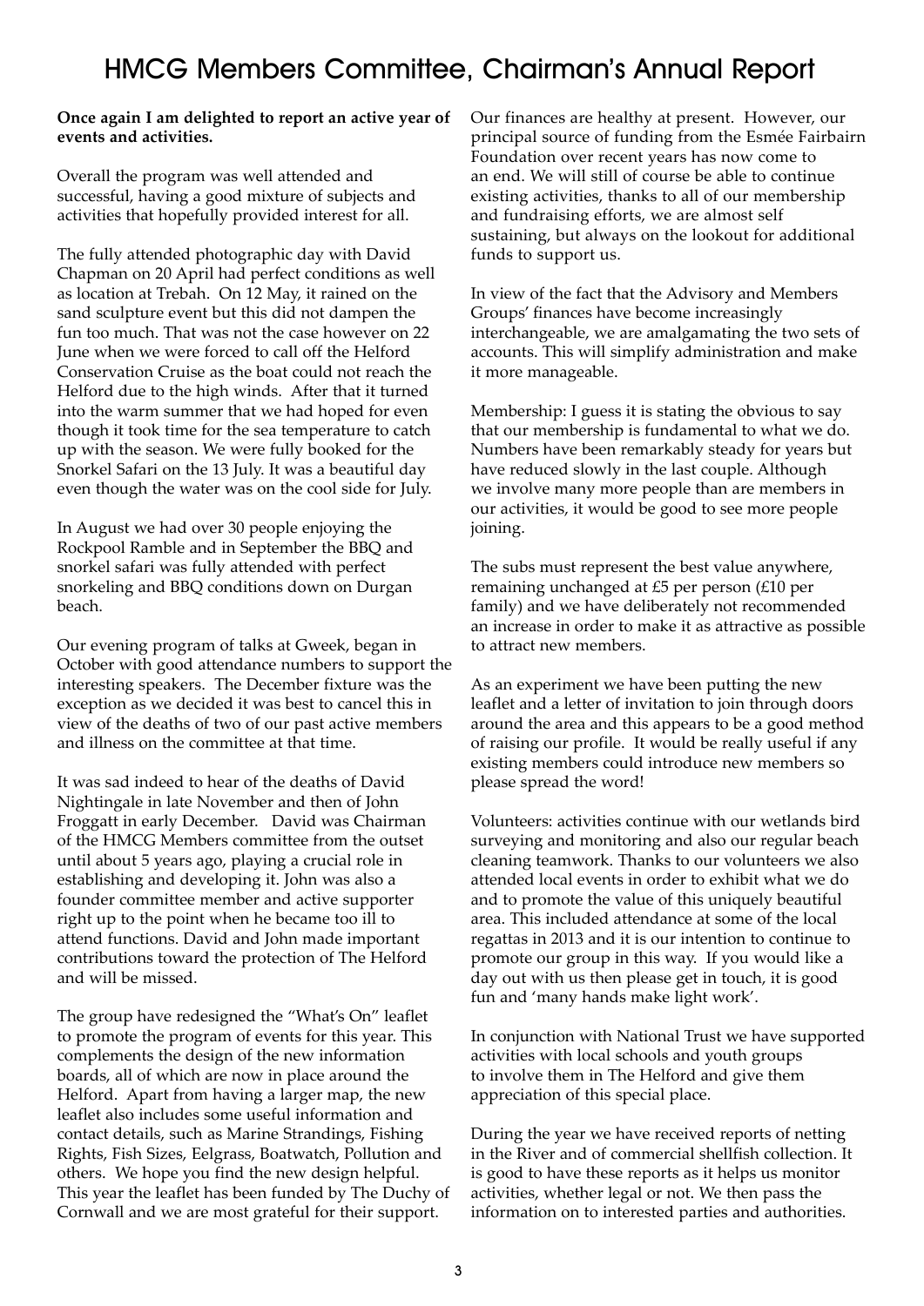# HMCG Members Committee, Chairman's Annual Report

**Once again I am delighted to report an active year of events and activities.**

Overall the program was well attended and successful, having a good mixture of subjects and activities that hopefully provided interest for all.

The fully attended photographic day with David Chapman on 20 April had perfect conditions as well as location at Trebah. On 12 May, it rained on the sand sculpture event but this did not dampen the fun too much. That was not the case however on 22 June when we were forced to call off the Helford Conservation Cruise as the boat could not reach the Helford due to the high winds. After that it turned into the warm summer that we had hoped for even though it took time for the sea temperature to catch up with the season. We were fully booked for the Snorkel Safari on the 13 July. It was a beautiful day even though the water was on the cool side for July.

In August we had over 30 people enjoying the Rockpool Ramble and in September the BBQ and snorkel safari was fully attended with perfect snorkeling and BBQ conditions down on Durgan beach.

Our evening program of talks at Gweek, began in October with good attendance numbers to support the interesting speakers. The December fixture was the exception as we decided it was best to cancel this in view of the deaths of two of our past active members and illness on the committee at that time.

It was sad indeed to hear of the deaths of David Nightingale in late November and then of John Froggatt in early December. David was Chairman of the HMCG Members committee from the outset until about 5 years ago, playing a crucial role in establishing and developing it. John was also a founder committee member and active supporter right up to the point when he became too ill to attend functions. David and John made important contributions toward the protection of The Helford and will be missed.

The group have redesigned the "What's On" leaflet to promote the program of events for this year. This complements the design of the new information boards, all of which are now in place around the Helford. Apart from having a larger map, the new leaflet also includes some useful information and contact details, such as Marine Strandings, Fishing Rights, Fish Sizes, Eelgrass, Boatwatch, Pollution and others. We hope you find the new design helpful. This year the leaflet has been funded by The Duchy of Cornwall and we are most grateful for their support.

Our finances are healthy at present. However, our principal source of funding from the Esmée Fairbairn Foundation over recent years has now come to an end. We will still of course be able to continue existing activities, thanks to all of our membership and fundraising efforts, we are almost self sustaining, but always on the lookout for additional funds to support us.

In view of the fact that the Advisory and Members Groups' finances have become increasingly interchangeable, we are amalgamating the two sets of accounts. This will simplify administration and make it more manageable.

Membership: I guess it is stating the obvious to say that our membership is fundamental to what we do. Numbers have been remarkably steady for years but have reduced slowly in the last couple. Although we involve many more people than are members in our activities, it would be good to see more people joining.

The subs must represent the best value anywhere, remaining unchanged at £5 per person (£10 per family) and we have deliberately not recommended an increase in order to make it as attractive as possible to attract new members.

As an experiment we have been putting the new leaflet and a letter of invitation to join through doors around the area and this appears to be a good method of raising our profile. It would be really useful if any existing members could introduce new members so please spread the word!

Volunteers: activities continue with our wetlands bird surveying and monitoring and also our regular beach cleaning teamwork. Thanks to our volunteers we also attended local events in order to exhibit what we do and to promote the value of this uniquely beautiful area. This included attendance at some of the local regattas in 2013 and it is our intention to continue to promote our group in this way. If you would like a day out with us then please get in touch, it is good fun and 'many hands make light work'.

In conjunction with National Trust we have supported activities with local schools and youth groups to involve them in The Helford and give them appreciation of this special place.

During the year we have received reports of netting in the River and of commercial shellfish collection. It is good to have these reports as it helps us monitor activities, whether legal or not. We then pass the information on to interested parties and authorities.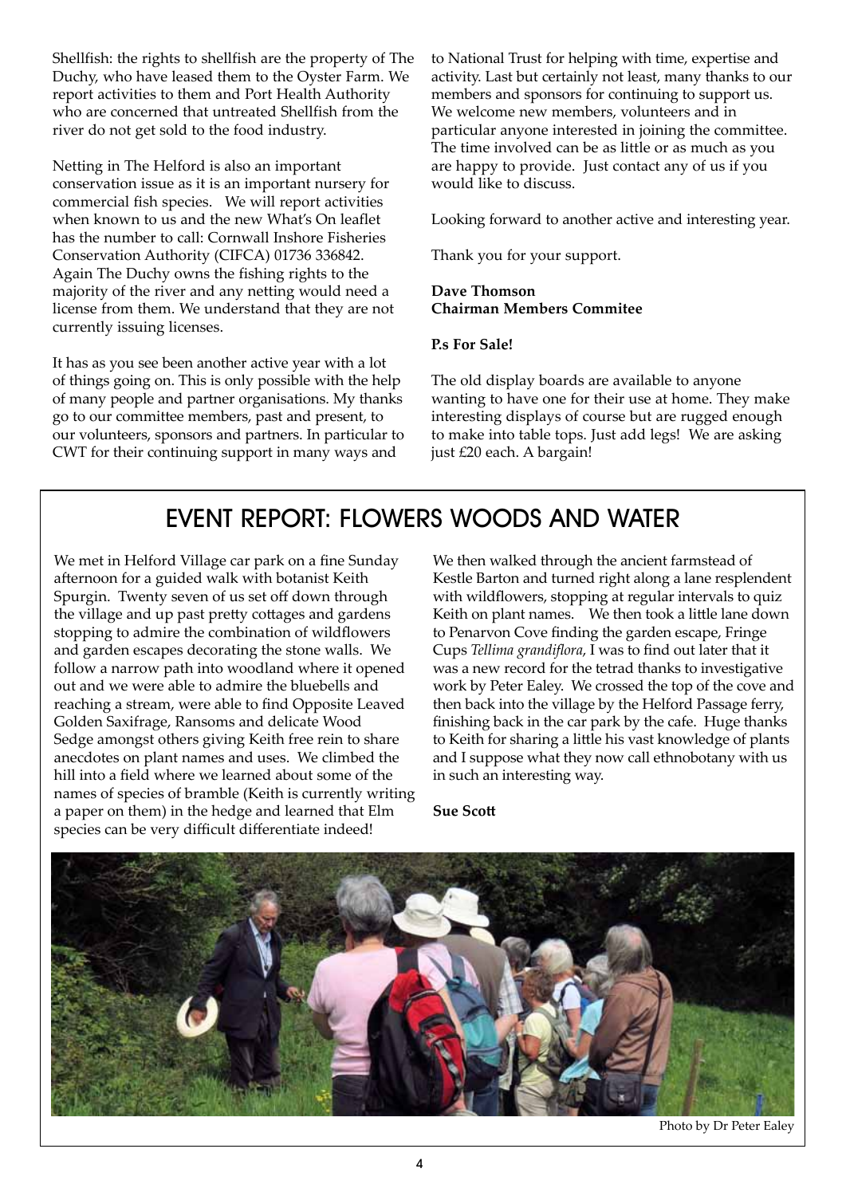Shellfish: the rights to shellfish are the property of The Duchy, who have leased them to the Oyster Farm. We report activities to them and Port Health Authority who are concerned that untreated Shellfish from the river do not get sold to the food industry.

Netting in The Helford is also an important conservation issue as it is an important nursery for commercial fish species. We will report activities when known to us and the new What's On leaflet has the number to call: Cornwall Inshore Fisheries Conservation Authority (CIFCA) 01736 336842. Again The Duchy owns the fishing rights to the majority of the river and any netting would need a license from them. We understand that they are not currently issuing licenses.

It has as you see been another active year with a lot of things going on. This is only possible with the help of many people and partner organisations. My thanks go to our committee members, past and present, to our volunteers, sponsors and partners. In particular to CWT for their continuing support in many ways and to National Trust for helping with time, expertise and activity. Last but certainly not least, many thanks to our members and sponsors for continuing to support us. We welcome new members, volunteers and in particular anyone interested in joining the committee. The time involved can be as little or as much as you are happy to provide. Just contact any of us if you would like to discuss.

Looking forward to another active and interesting year.

Thank you for your support.

**Dave Thomson**
**Chairman Members Commitee**

**P.s For Sale!**

The old display boards are available to anyone wanting to have one for their use at home. They make interesting displays of course but are rugged enough to make into table tops. Just add legs! We are asking just £20 each. A bargain!

## EVENT REPORT: FLOWERS WOODS AND WATER

We met in Helford Village car park on a fine Sunday afternoon for a guided walk with botanist Keith Spurgin. Twenty seven of us set off down through the village and up past pretty cottages and gardens stopping to admire the combination of wildflowers and garden escapes decorating the stone walls. We follow a narrow path into woodland where it opened out and we were able to admire the bluebells and reaching a stream, were able to find Opposite Leaved Golden Saxifrage, Ransoms and delicate Wood Sedge amongst others giving Keith free rein to share anecdotes on plant names and uses. We climbed the hill into a field where we learned about some of the names of species of bramble (Keith is currently writing a paper on them) in the hedge and learned that Elm species can be very difficult differentiate indeed!

We then walked through the ancient farmstead of Kestle Barton and turned right along a lane resplendent with wildflowers, stopping at regular intervals to quiz Keith on plant names. We then took a little lane down to Penarvon Cove finding the garden escape, Fringe Cups *Tellima grandiflora*, I was to find out later that it was a new record for the tetrad thanks to investigative work by Peter Ealey. We crossed the top of the cove and then back into the village by the Helford Passage ferry, finishing back in the car park by the cafe. Huge thanks to Keith for sharing a little his vast knowledge of plants and I suppose what they now call ethnobotany with us in such an interesting way.

**Sue Scott**

Photo by Dr Peter Ealey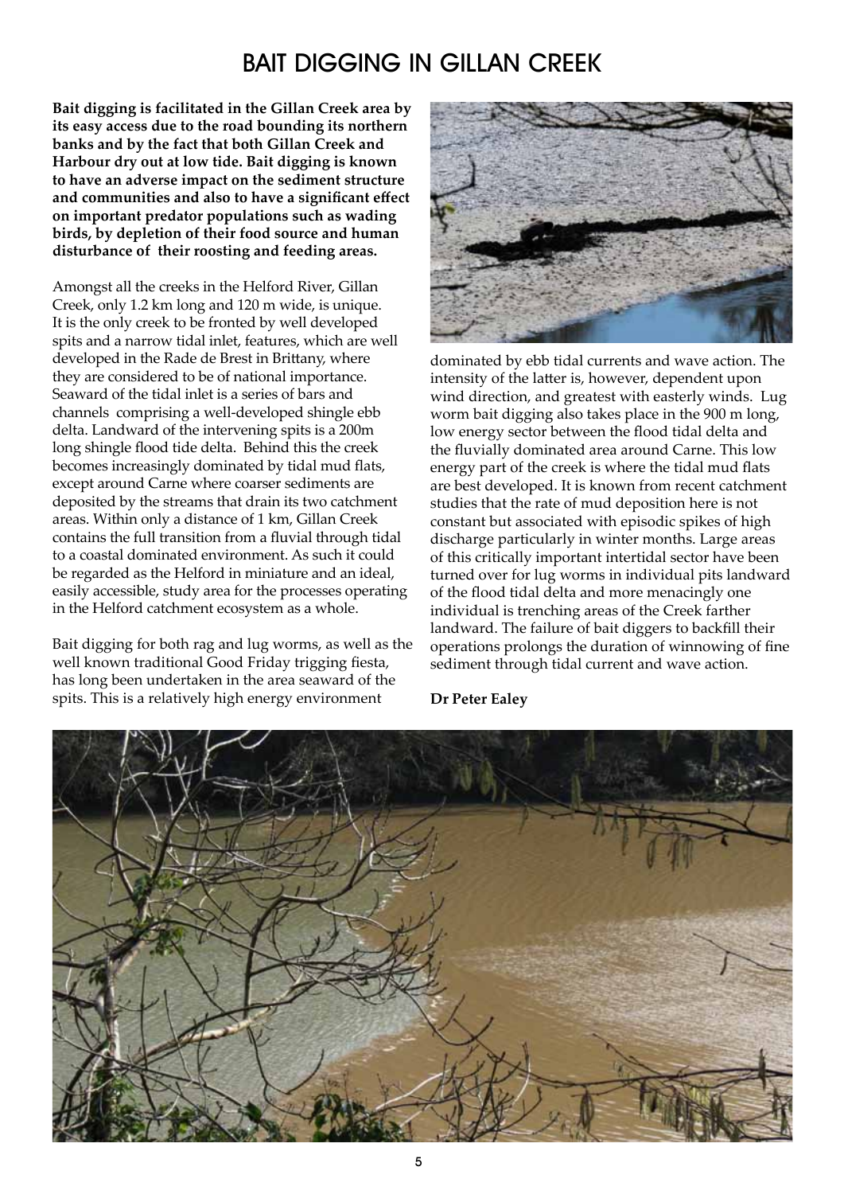# BAIT DIGGING IN GILLAN CREEK

**Bait digging is facilitated in the Gillan Creek area by its easy access due to the road bounding its northern banks and by the fact that both Gillan Creek and Harbour dry out at low tide. Bait digging is known to have an adverse impact on the sediment structure and communities and also to have a significant effect on important predator populations such as wading birds, by depletion of their food source and human disturbance of their roosting and feeding areas.**

Amongst all the creeks in the Helford River, Gillan Creek, only 1.2 km long and 120 m wide, is unique. It is the only creek to be fronted by well developed spits and a narrow tidal inlet, features, which are well developed in the Rade de Brest in Brittany, where they are considered to be of national importance. Seaward of the tidal inlet is a series of bars and channels comprising a well-developed shingle ebb delta. Landward of the intervening spits is a 200m long shingle flood tide delta. Behind this the creek becomes increasingly dominated by tidal mud flats, except around Carne where coarser sediments are deposited by the streams that drain its two catchment areas. Within only a distance of 1 km, Gillan Creek contains the full transition from a fluvial through tidal to a coastal dominated environment. As such it could be regarded as the Helford in miniature and an ideal, easily accessible, study area for the processes operating in the Helford catchment ecosystem as a whole.

Bait digging for both rag and lug worms, as well as the well known traditional Good Friday trigging fiesta, has long been undertaken in the area seaward of the spits. This is a relatively high energy environment dominated by ebb tidal currents and wave action. The intensity of the latter is, however, dependent upon wind direction, and greatest with easterly winds. Lug worm bait digging also takes place in the 900 m long, low energy sector between the flood tidal delta and the fluvially dominated area around Carne. This low energy part of the creek is where the tidal mud flats are best developed. It is known from recent catchment studies that the rate of mud deposition here is not constant but associated with episodic spikes of high discharge particularly in winter months. Large areas of this critically important intertidal sector have been turned over for lug worms in individual pits landward of the flood tidal delta and more menacingly one individual is trenching areas of the Creek farther landward. The failure of bait diggers to backfill their operations prolongs the duration of winnowing of fine sediment through tidal current and wave action.

**Dr Peter Ealey**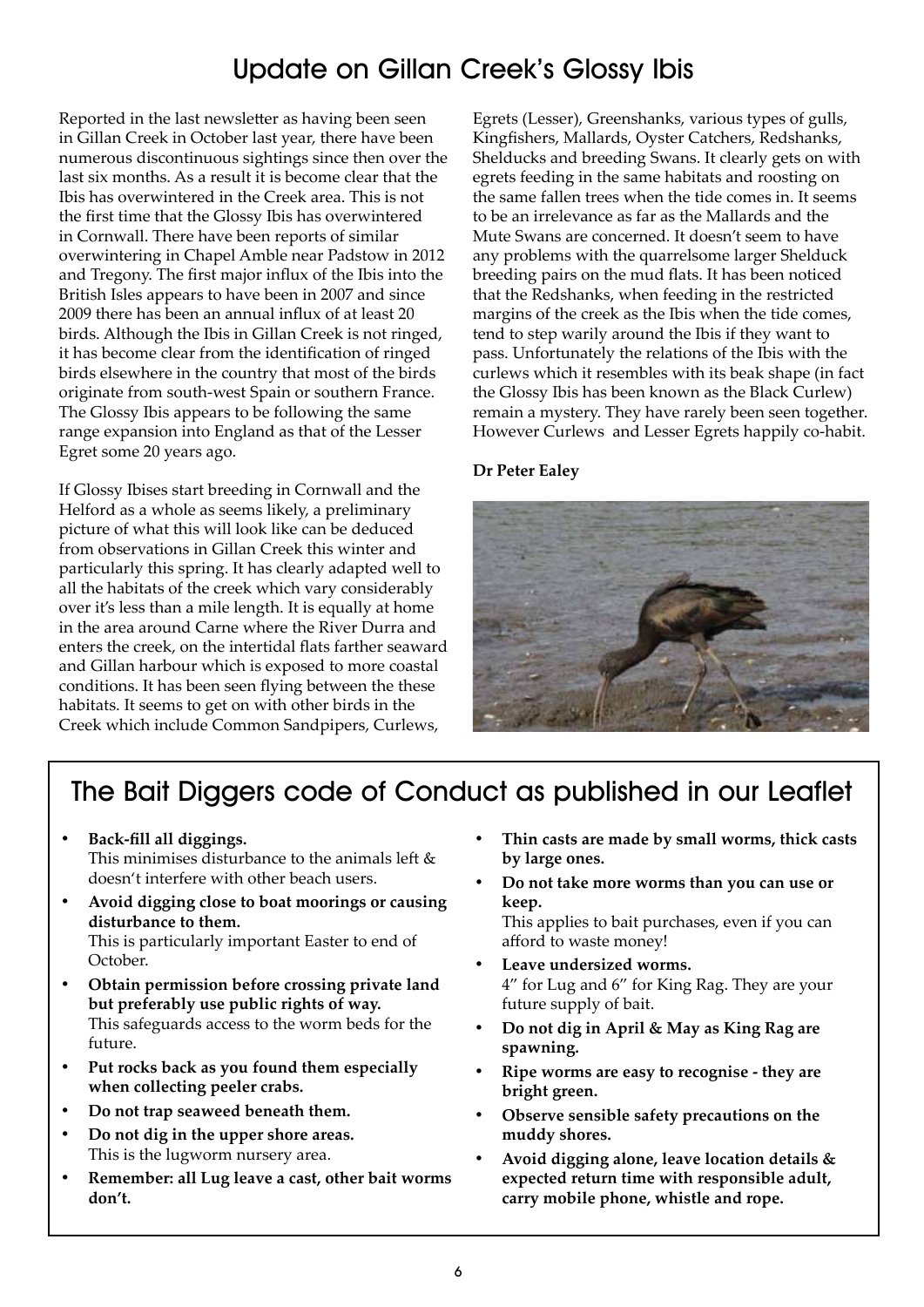## Update on Gillan Creek's Glossy Ibis

Reported in the last newsletter as having been seen in Gillan Creek in October last year, there have been numerous discontinuous sightings since then over the last six months. As a result it is become clear that the Ibis has overwintered in the Creek area. This is not the first time that the Glossy Ibis has overwintered in Cornwall. There have been reports of similar overwintering in Chapel Amble near Padstow in 2012 and Tregony. The first major influx of the Ibis into the British Isles appears to have been in 2007 and since 2009 there has been an annual influx of at least 20 birds. Although the Ibis in Gillan Creek is not ringed, it has become clear from the identification of ringed birds elsewhere in the country that most of the birds originate from south-west Spain or southern France. The Glossy Ibis appears to be following the same range expansion into England as that of the Lesser Egret some 20 years ago.

If Glossy Ibises start breeding in Cornwall and the Helford as a whole as seems likely, a preliminary picture of what this will look like can be deduced from observations in Gillan Creek this winter and particularly this spring. It has clearly adapted well to all the habitats of the creek which vary considerably over it's less than a mile length. It is equally at home in the area around Carne where the River Durra and enters the creek, on the intertidal flats farther seaward and Gillan harbour which is exposed to more coastal conditions. It has been seen flying between the these habitats. It seems to get on with other birds in the Creek which include Common Sandpipers, Curlews, Egrets (Lesser), Greenshanks, various types of gulls, Kingfishers, Mallards, Oyster Catchers, Redshanks, Shelducks and breeding Swans. It clearly gets on with egrets feeding in the same habitats and roosting on the same fallen trees when the tide comes in. It seems to be an irrelevance as far as the Mallards and the Mute Swans are concerned. It doesn't seem to have any problems with the quarrelsome larger Shelduck breeding pairs on the mud flats. It has been noticed that the Redshanks, when feeding in the restricted margins of the creek as the Ibis when the tide comes, tend to step warily around the Ibis if they want to pass. Unfortunately the relations of the Ibis with the curlews which it resembles with its beak shape (in fact the Glossy Ibis has been known as the Black Curlew) remain a mystery. They have rarely been seen together. However Curlews and Lesser Egrets happily co-habit.

**Dr Peter Ealey**

## The Bait Diggers code of Conduct as published in our Leaflet

- **Back-fill all diggings.**
  This minimises disturbance to the animals left & doesn't interfere with other beach users.
- **Avoid digging close to boat moorings or causing disturbance to them.**
  This is particularly important Easter to end of October.
- **Obtain permission before crossing private land but preferably use public rights of way.**
  This safeguards access to the worm beds for the future.
- **Put rocks back as you found them especially when collecting peeler crabs.**
- **Do not trap seaweed beneath them.**
- **Do not dig in the upper shore areas.**
  This is the lugworm nursery area.
- **Remember: all Lug leave a cast, other bait worms don't.**
- **Thin casts are made by small worms, thick casts by large ones.**
- **Do not take more worms than you can use or keep.**
  This applies to bait purchases, even if you can afford to waste money!
- **Leave undersized worms.**
  4" for Lug and 6" for King Rag. They are your future supply of bait.
- **Do not dig in April & May as King Rag are spawning.**
- **Ripe worms are easy to recognise - they are bright green.**
- **Observe sensible safety precautions on the muddy shores.**
- **Avoid digging alone, leave location details & expected return time with responsible adult, carry mobile phone, whistle and rope.**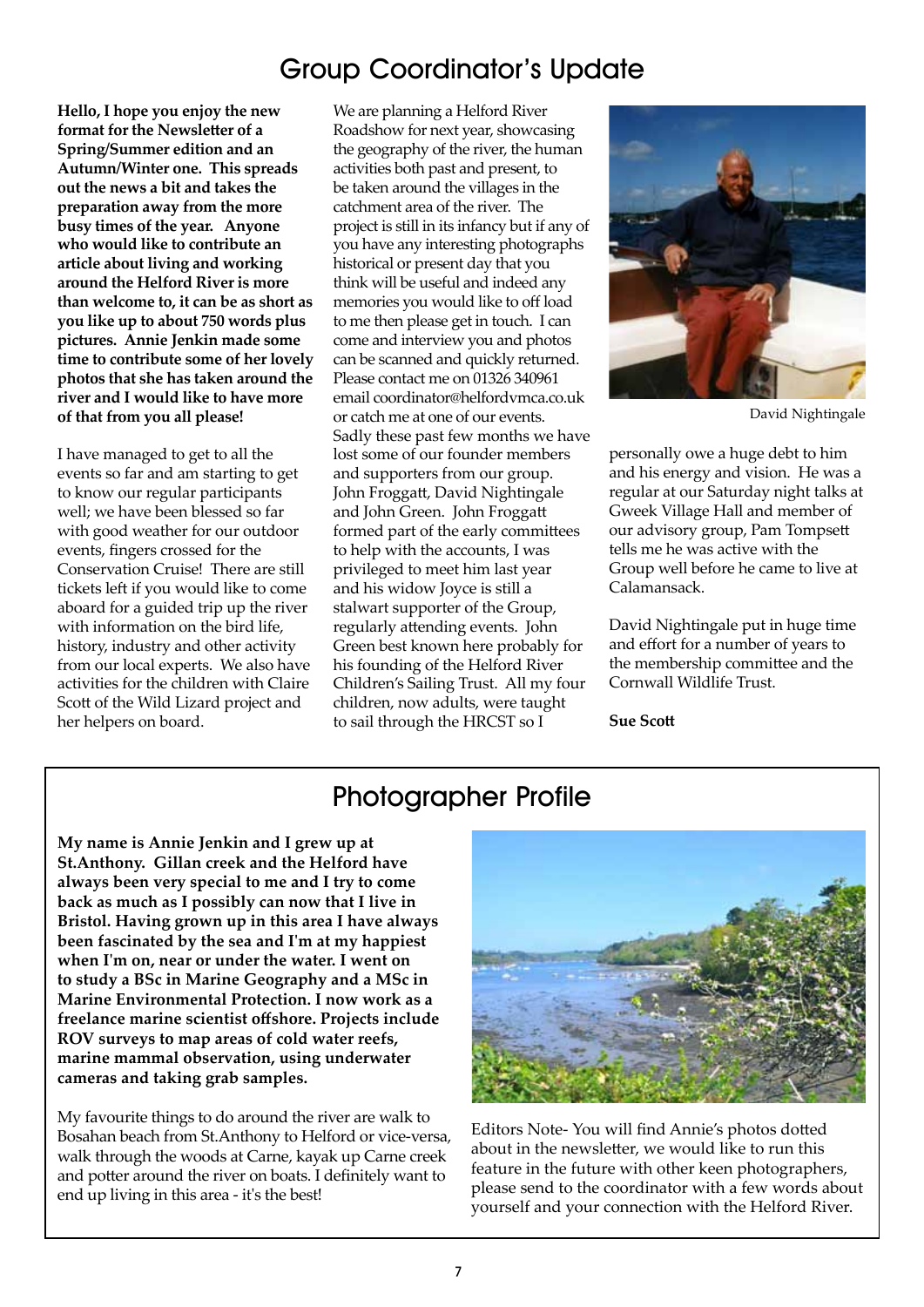# Group Coordinator's Update

**Hello, I hope you enjoy the new format for the Newsletter of a Spring/Summer edition and an Autumn/Winter one. This spreads out the news a bit and takes the preparation away from the more busy times of the year. Anyone who would like to contribute an article about living and working around the Helford River is more than welcome to, it can be as short as you like up to about 750 words plus pictures. Annie Jenkin made some time to contribute some of her lovely photos that she has taken around the river and I would like to have more of that from you all please!**

I have managed to get to all the events so far and am starting to get to know our regular participants well; we have been blessed so far with good weather for our outdoor events, fingers crossed for the Conservation Cruise! There are still tickets left if you would like to come aboard for a guided trip up the river with information on the bird life, history, industry and other activity from our local experts. We also have activities for the children with Claire Scott of the Wild Lizard project and her helpers on board.

We are planning a Helford River Roadshow for next year, showcasing the geography of the river, the human activities both past and present, to be taken around the villages in the catchment area of the river. The project is still in its infancy but if any of you have any interesting photographs historical or present day that you think will be useful and indeed any memories you would like to off load to me then please get in touch. I can come and interview you and photos can be scanned and quickly returned. Please contact me on 01326 340961 email coordinator@helfordvmca.co.uk or catch me at one of our events.

Sadly these past few months we have lost some of our founder members and supporters from our group. John Froggatt, David Nightingale and John Green. John Froggatt formed part of the early committees to help with the accounts, I was privileged to meet him last year and his widow Joyce is still a stalwart supporter of the Group, regularly attending events. John Green best known here probably for his founding of the Helford River Children's Sailing Trust. All my four children, now adults, were taught to sail through the HRCST so I personally owe a huge debt to him and his energy and vision. He was a regular at our Saturday night talks at Gweek Village Hall and member of our advisory group, Pam Tompsett tells me he was active with the Group well before he came to live at Calamansack.

David Nightingale

David Nightingale put in huge time and effort for a number of years to the membership committee and the Cornwall Wildlife Trust.

**Sue Scott**

# Photographer Profile

**My name is Annie Jenkin and I grew up at St.Anthony. Gillan creek and the Helford have always been very special to me and I try to come back as much as I possibly can now that I live in Bristol. Having grown up in this area I have always been fascinated by the sea and I'm at my happiest when I'm on, near or under the water. I went on to study a BSc in Marine Geography and a MSc in Marine Environmental Protection. I now work as a freelance marine scientist offshore. Projects include ROV surveys to map areas of cold water reefs, marine mammal observation, using underwater cameras and taking grab samples.**

My favourite things to do around the river are walk to Bosahan beach from St.Anthony to Helford or vice-versa, walk through the woods at Carne, kayak up Carne creek and potter around the river on boats. I definitely want to end up living in this area - it's the best!

Editors Note- You will find Annie's photos dotted about in the newsletter, we would like to run this feature in the future with other keen photographers, please send to the coordinator with a few words about yourself and your connection with the Helford River.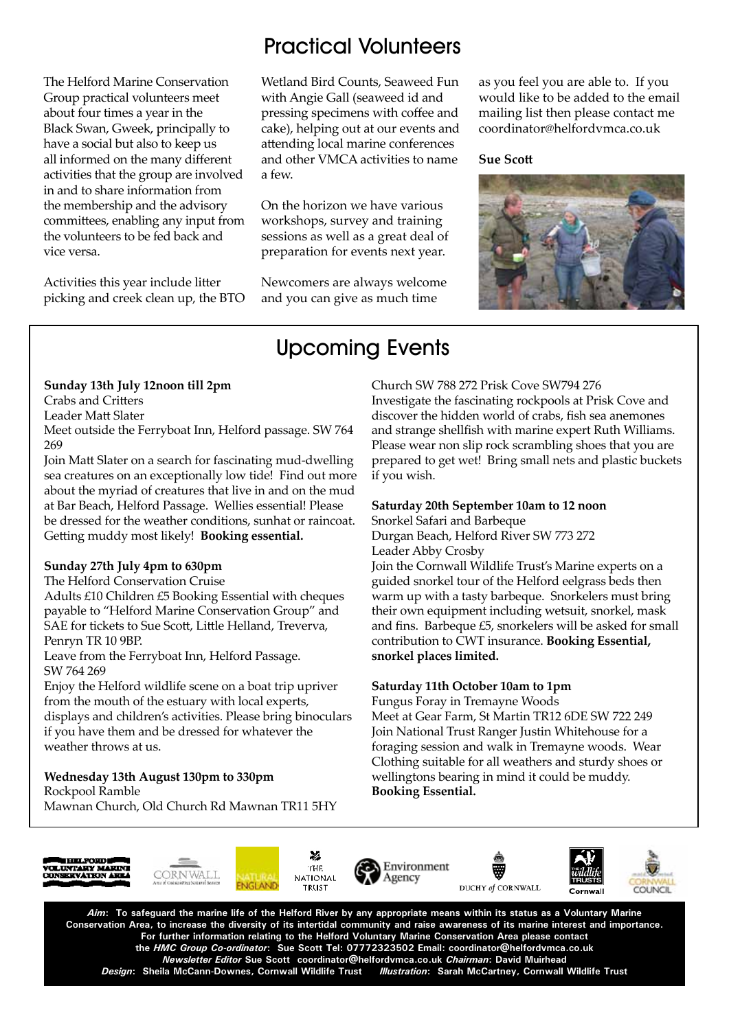## Practical Volunteers

The Helford Marine Conservation Group practical volunteers meet about four times a year in the Black Swan, Gweek, principally to have a social but also to keep us all informed on the many different activities that the group are involved in and to share information from the membership and the advisory committees, enabling any input from the volunteers to be fed back and vice versa.

Activities this year include litter picking and creek clean up, the BTO Wetland Bird Counts, Seaweed Fun with Angie Gall (seaweed id and pressing specimens with coffee and cake), helping out at our events and attending local marine conferences and other VMCA activities to name a few.

On the horizon we have various workshops, survey and training sessions as well as a great deal of preparation for events next year.

Newcomers are always welcome and you can give as much time as you feel you are able to. If you would like to be added to the email mailing list then please contact me coordinator@helfordvmca.co.uk

**Sue Scott**

## Upcoming Events

**Sunday 13th July 12noon till 2pm**
Crabs and Critters
Leader Matt Slater
Meet outside the Ferryboat Inn, Helford passage. SW 764 269
Join Matt Slater on a search for fascinating mud-dwelling sea creatures on an exceptionally low tide! Find out more about the myriad of creatures that live in and on the mud at Bar Beach, Helford Passage. Wellies essential! Please be dressed for the weather conditions, sunhat or raincoat. Getting muddy most likely! **Booking essential.**

**Sunday 27th July 4pm to 630pm**
The Helford Conservation Cruise
Adults £10 Children £5 Booking Essential with cheques payable to "Helford Marine Conservation Group" and SAE for tickets to Sue Scott, Little Helland, Treverva, Penryn TR 10 9BP.
Leave from the Ferryboat Inn, Helford Passage. SW 764 269
Enjoy the Helford wildlife scene on a boat trip upriver from the mouth of the estuary with local experts, displays and children's activities. Please bring binoculars if you have them and be dressed for whatever the weather throws at us.

**Wednesday 13th August 130pm to 330pm**
Rockpool Ramble
Mawnan Church, Old Church Rd Mawnan TR11 5HY Church SW 788 272 Prisk Cove SW794 276
Investigate the fascinating rockpools at Prisk Cove and discover the hidden world of crabs, fish sea anemones and strange shellfish with marine expert Ruth Williams. Please wear non slip rock scrambling shoes that you are prepared to get wet! Bring small nets and plastic buckets if you wish.

**Saturday 20th September 10am to 12 noon**
Snorkel Safari and Barbeque
Durgan Beach, Helford River SW 773 272
Leader Abby Crosby
Join the Cornwall Wildlife Trust's Marine experts on a guided snorkel tour of the Helford eelgrass beds then warm up with a tasty barbeque. Snorkelers must bring their own equipment including wetsuit, snorkel, mask and fins. Barbeque £5, snorkelers will be asked for small contribution to CWT insurance. **Booking Essential, snorkel places limited.**

**Saturday 11th October 10am to 1pm**
Fungus Foray in Tremayne Woods
Meet at Gear Farm, St Martin TR12 6DE SW 722 249
Join National Trust Ranger Justin Whitehouse for a foraging session and walk in Tremayne woods. Wear Clothing suitable for all weathers and sturdy shoes or wellingtons bearing in mind it could be muddy.
**Booking Essential.**

Helford Voluntary Marine Conservation Area | Cornwall Area of Outstanding Natural Beauty | Natural England | The National Trust | Environment Agency | Duchy of Cornwall | The Wildlife Trusts Cornwall | Cornwall Council

***Aim*: To safeguard the marine life of the Helford River by any appropriate means within its status as a Voluntary Marine Conservation Area, to increase the diversity of its intertidal community and raise awareness of its marine interest and importance.**
**For further information relating to the Helford Voluntary Marine Conservation Area please contact the *HMC Group Co-ordinator*: Sue Scott Tel: 07772323502 Email: coordinator@helfordvmca.co.uk**
***Newsletter Editor* Sue Scott coordinator@helfordvmca.co.uk *Chairman*: David Muirhead**
***Design*: Sheila McCann-Downes, Cornwall Wildlife Trust *Illustration*: Sarah McCartney, Cornwall Wildlife Trust**